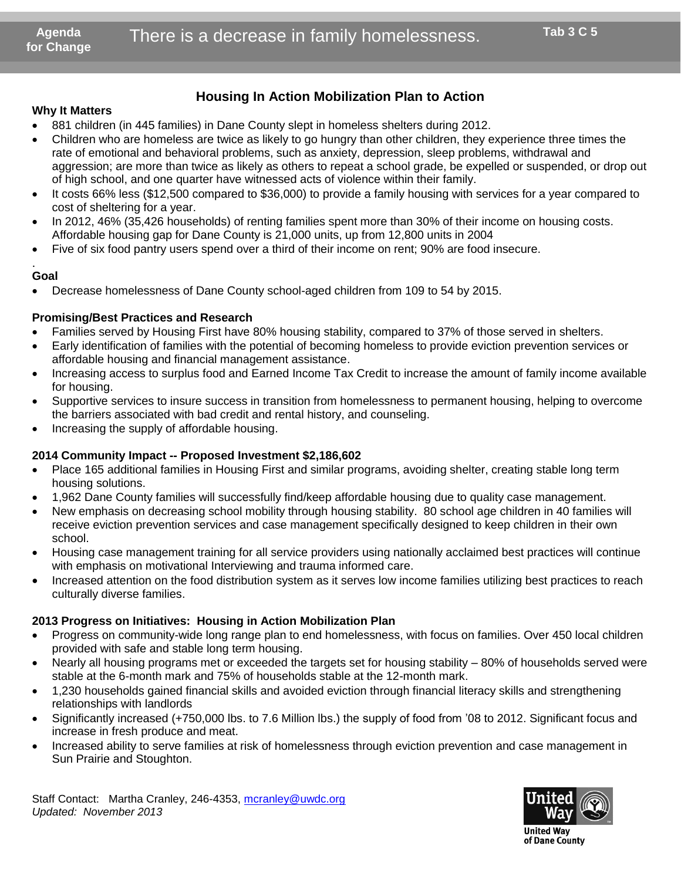Agenda for Change

# There is a decrease in family homelessness.

Tab 3 C 5

## Housing In Action Mobilization Plan to Action

**Why It Matters**

- 881 children (in 445 families) in Dane County slept in homeless shelters during 2012.
- Children who are homeless are twice as likely to go hungry than other children, they experience three times the rate of emotional and behavioral problems, such as anxiety, depression, sleep problems, withdrawal and aggression; are more than twice as likely as others to repeat a school grade, be expelled or suspended, or drop out of high school, and one quarter have witnessed acts of violence within their family.
- It costs 66% less ($12,500 compared to $36,000) to provide a family housing with services for a year compared to cost of sheltering for a year.
- In 2012, 46% (35,426 households) of renting families spent more than 30% of their income on housing costs. Affordable housing gap for Dane County is 21,000 units, up from 12,800 units in 2004
- Five of six food pantry users spend over a third of their income on rent; 90% are food insecure.

.

**Goal**

- Decrease homelessness of Dane County school-aged children from 109 to 54 by 2015.

**Promising/Best Practices and Research**

- Families served by Housing First have 80% housing stability, compared to 37% of those served in shelters.
- Early identification of families with the potential of becoming homeless to provide eviction prevention services or affordable housing and financial management assistance.
- Increasing access to surplus food and Earned Income Tax Credit to increase the amount of family income available for housing.
- Supportive services to insure success in transition from homelessness to permanent housing, helping to overcome the barriers associated with bad credit and rental history, and counseling.
- Increasing the supply of affordable housing.

**2014 Community Impact -- Proposed Investment $2,186,602**

- Place 165 additional families in Housing First and similar programs, avoiding shelter, creating stable long term housing solutions.
- 1,962 Dane County families will successfully find/keep affordable housing due to quality case management.
- New emphasis on decreasing school mobility through housing stability. 80 school age children in 40 families will receive eviction prevention services and case management specifically designed to keep children in their own school.
- Housing case management training for all service providers using nationally acclaimed best practices will continue with emphasis on motivational Interviewing and trauma informed care.
- Increased attention on the food distribution system as it serves low income families utilizing best practices to reach culturally diverse families.

**2013 Progress on Initiatives: Housing in Action Mobilization Plan**

- Progress on community-wide long range plan to end homelessness, with focus on families. Over 450 local children provided with safe and stable long term housing.
- Nearly all housing programs met or exceeded the targets set for housing stability – 80% of households served were stable at the 6-month mark and 75% of households stable at the 12-month mark.
- 1,230 households gained financial skills and avoided eviction through financial literacy skills and strengthening relationships with landlords
- Significantly increased (+750,000 lbs. to 7.6 Million lbs.) the supply of food from '08 to 2012. Significant focus and increase in fresh produce and meat.
- Increased ability to serve families at risk of homelessness through eviction prevention and case management in Sun Prairie and Stoughton.

Staff Contact: Martha Cranley, 246-4353, mcranley@uwdc.org
*Updated: November 2013*

United Way of Dane County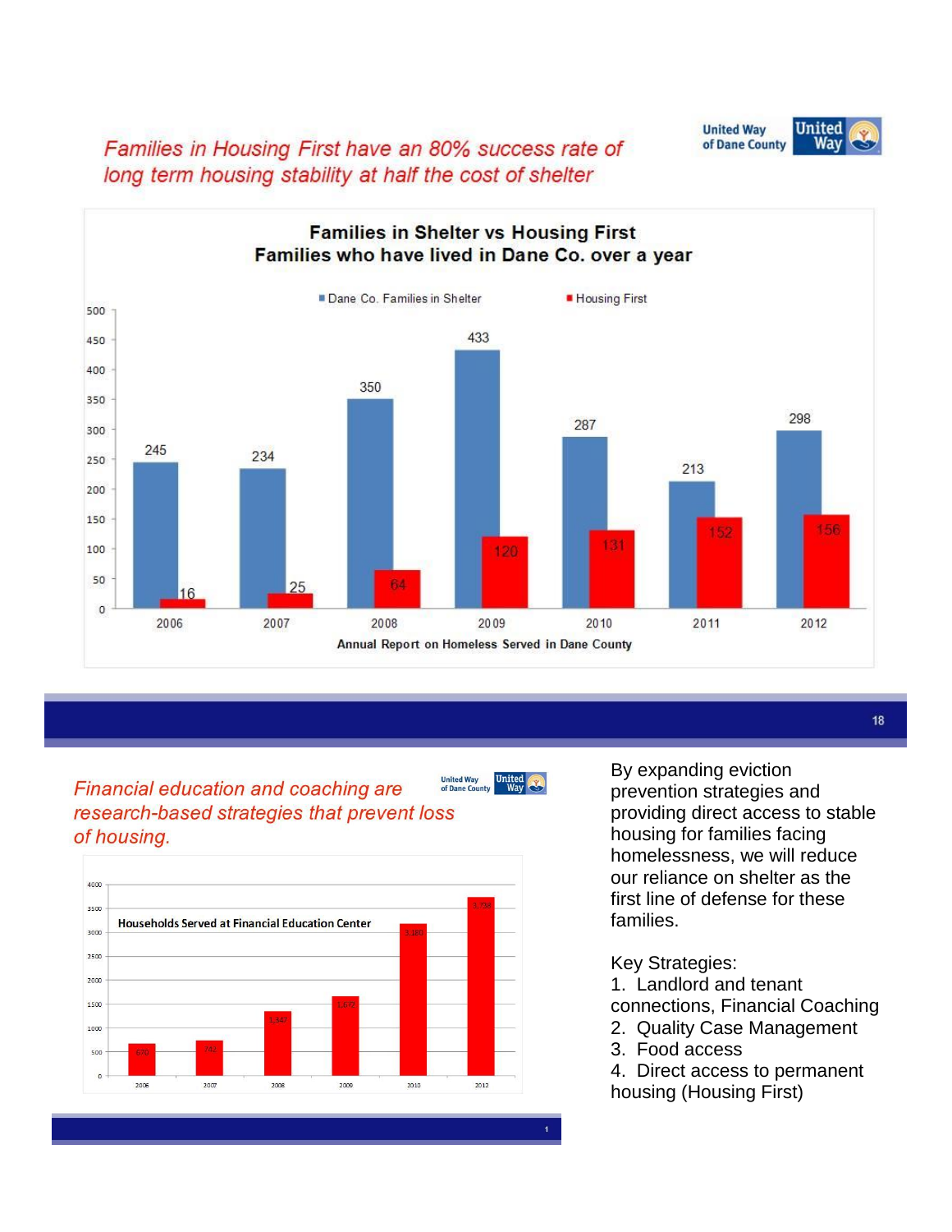*Families in Housing First have an 80% success rate of long term housing stability at half the cost of shelter*

United Way of Dane County

**Families in Shelter vs Housing First**
**Families who have lived in Dane Co. over a year**

| Year | Dane Co. Families in Shelter | Housing First |
|---|---|---|
| 2006 | 245 | 16 |
| 2007 | 234 | 25 |
| 2008 | 350 | 64 |
| 2009 | 433 | 120 |
| 2010 | 287 | 131 |
| 2011 | 213 | 152 |
| 2012 | 298 | 156 |

Annual Report on Homeless Served in Dane County

*Financial education and coaching are research-based strategies that prevent loss of housing.*

United Way of Dane County

**Households Served at Financial Education Center**

| Year | Households |
|---|---|
| 2006 | 670 |
| 2007 | 742 |
| 2008 | 1,347 |
| 2009 | 1,672 |
| 2010 | 3,180 |
| 2012 | 3,738 |

By expanding eviction prevention strategies and providing direct access to stable housing for families facing homelessness, we will reduce our reliance on shelter as the first line of defense for these families.

Key Strategies:

1. Landlord and tenant connections, Financial Coaching
2. Quality Case Management
3. Food access
4. Direct access to permanent housing (Housing First)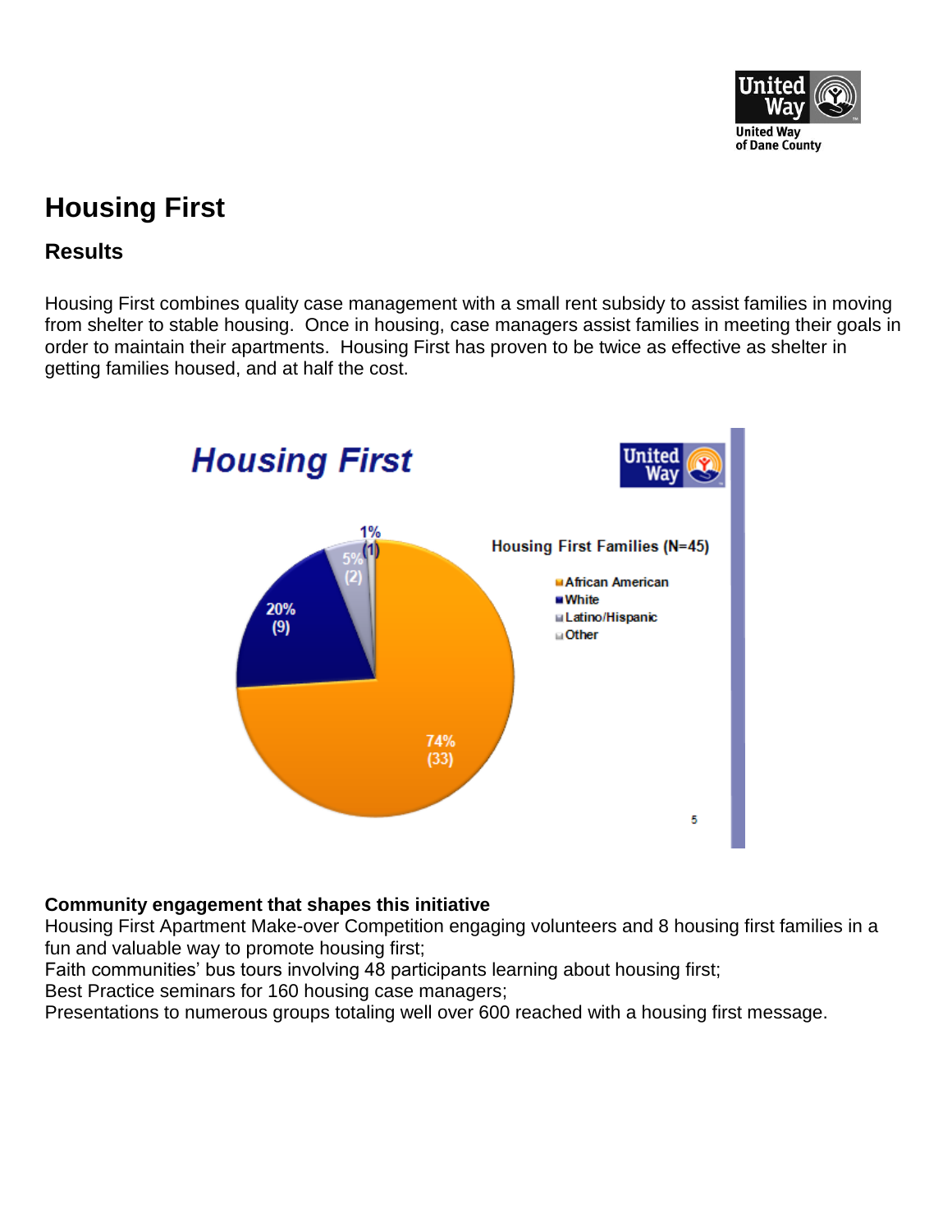# Housing First

## Results

Housing First combines quality case management with a small rent subsidy to assist families in moving from shelter to stable housing. Once in housing, case managers assist families in meeting their goals in order to maintain their apartments. Housing First has proven to be twice as effective as shelter in getting families housed, and at half the cost.

**Housing First**

Housing First Families (N=45)

| Group | Percent | Count |
|---|---|---|
| African American | 74% | 33 |
| White | 20% | 9 |
| Latino/Hispanic | 5% | 2 |
| Other | 1% | 1 |

**Community engagement that shapes this initiative**

Housing First Apartment Make-over Competition engaging volunteers and 8 housing first families in a fun and valuable way to promote housing first;
Faith communities' bus tours involving 48 participants learning about housing first;
Best Practice seminars for 160 housing case managers;
Presentations to numerous groups totaling well over 600 reached with a housing first message.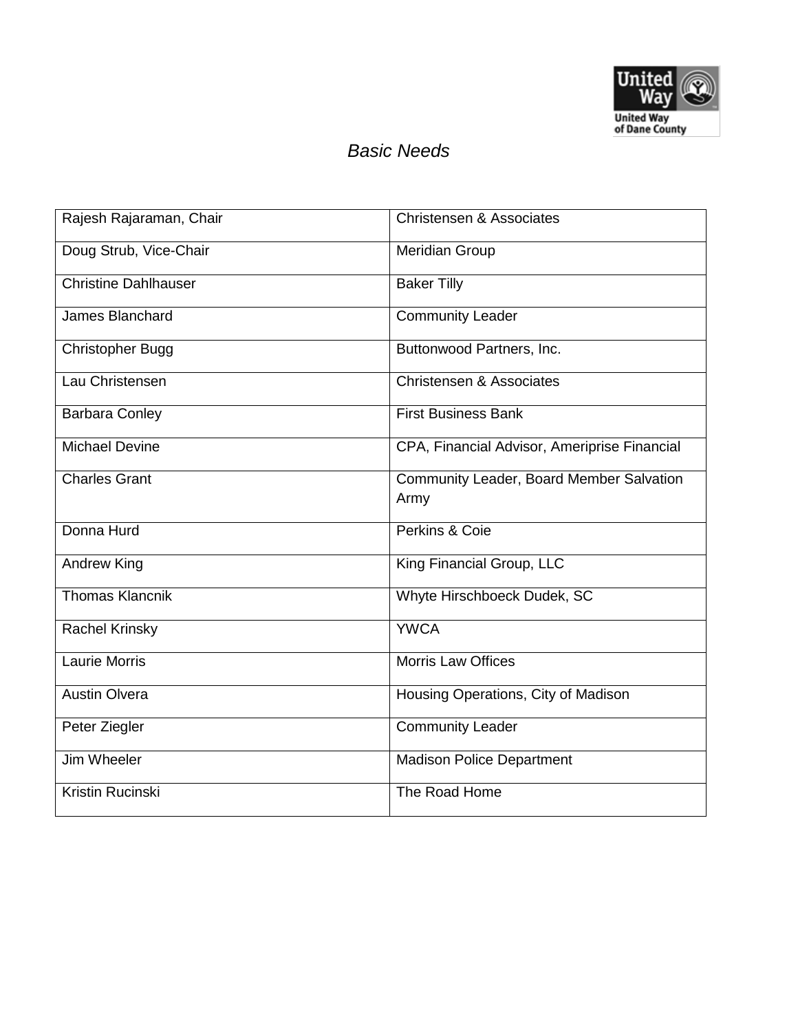*Basic Needs*

| | |
|---|---|
| Rajesh Rajaraman, Chair | Christensen & Associates |
| Doug Strub, Vice-Chair | Meridian Group |
| Christine Dahlhauser | Baker Tilly |
| James Blanchard | Community Leader |
| Christopher Bugg | Buttonwood Partners, Inc. |
| Lau Christensen | Christensen & Associates |
| Barbara Conley | First Business Bank |
| Michael Devine | CPA, Financial Advisor, Ameriprise Financial |
| Charles Grant | Community Leader, Board Member Salvation Army |
| Donna Hurd | Perkins & Coie |
| Andrew King | King Financial Group, LLC |
| Thomas Klancnik | Whyte Hirschboeck Dudek, SC |
| Rachel Krinsky | YWCA |
| Laurie Morris | Morris Law Offices |
| Austin Olvera | Housing Operations, City of Madison |
| Peter Ziegler | Community Leader |
| Jim Wheeler | Madison Police Department |
| Kristin Rucinski | The Road Home |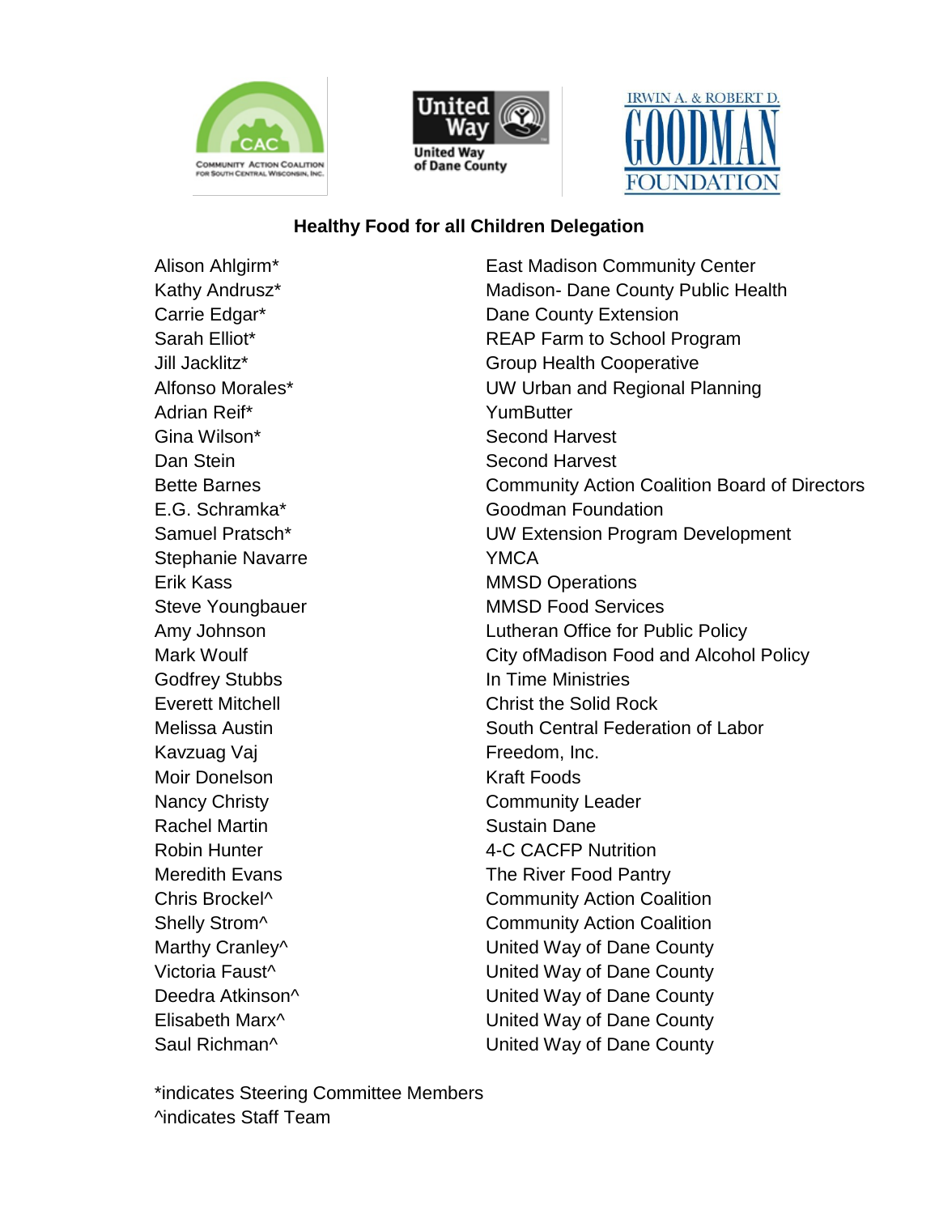## Healthy Food for all Children Delegation

| | |
|---|---|
| Alison Ahlgirm* | East Madison Community Center |
| Kathy Andrusz* | Madison- Dane County Public Health |
| Carrie Edgar* | Dane County Extension |
| Sarah Elliot* | REAP Farm to School Program |
| Jill Jacklitz* | Group Health Cooperative |
| Alfonso Morales* | UW Urban and Regional Planning |
| Adrian Reif* | YumButter |
| Gina Wilson* | Second Harvest |
| Dan Stein | Second Harvest |
| Bette Barnes | Community Action Coalition Board of Directors |
| E.G. Schramka* | Goodman Foundation |
| Samuel Pratsch* | UW Extension Program Development |
| Stephanie Navarre | YMCA |
| Erik Kass | MMSD Operations |
| Steve Youngbauer | MMSD Food Services |
| Amy Johnson | Lutheran Office for Public Policy |
| Mark Woulf | City ofMadison Food and Alcohol Policy |
| Godfrey Stubbs | In Time Ministries |
| Everett Mitchell | Christ the Solid Rock |
| Melissa Austin | South Central Federation of Labor |
| Kavzuag Vaj | Freedom, Inc. |
| Moir Donelson | Kraft Foods |
| Nancy Christy | Community Leader |
| Rachel Martin | Sustain Dane |
| Robin Hunter | 4-C CACFP Nutrition |
| Meredith Evans | The River Food Pantry |
| Chris Brockel^ | Community Action Coalition |
| Shelly Strom^ | Community Action Coalition |
| Marthy Cranley^ | United Way of Dane County |
| Victoria Faust^ | United Way of Dane County |
| Deedra Atkinson^ | United Way of Dane County |
| Elisabeth Marx^ | United Way of Dane County |
| Saul Richman^ | United Way of Dane County |

*indicates Steering Committee Members
^indicates Staff Team